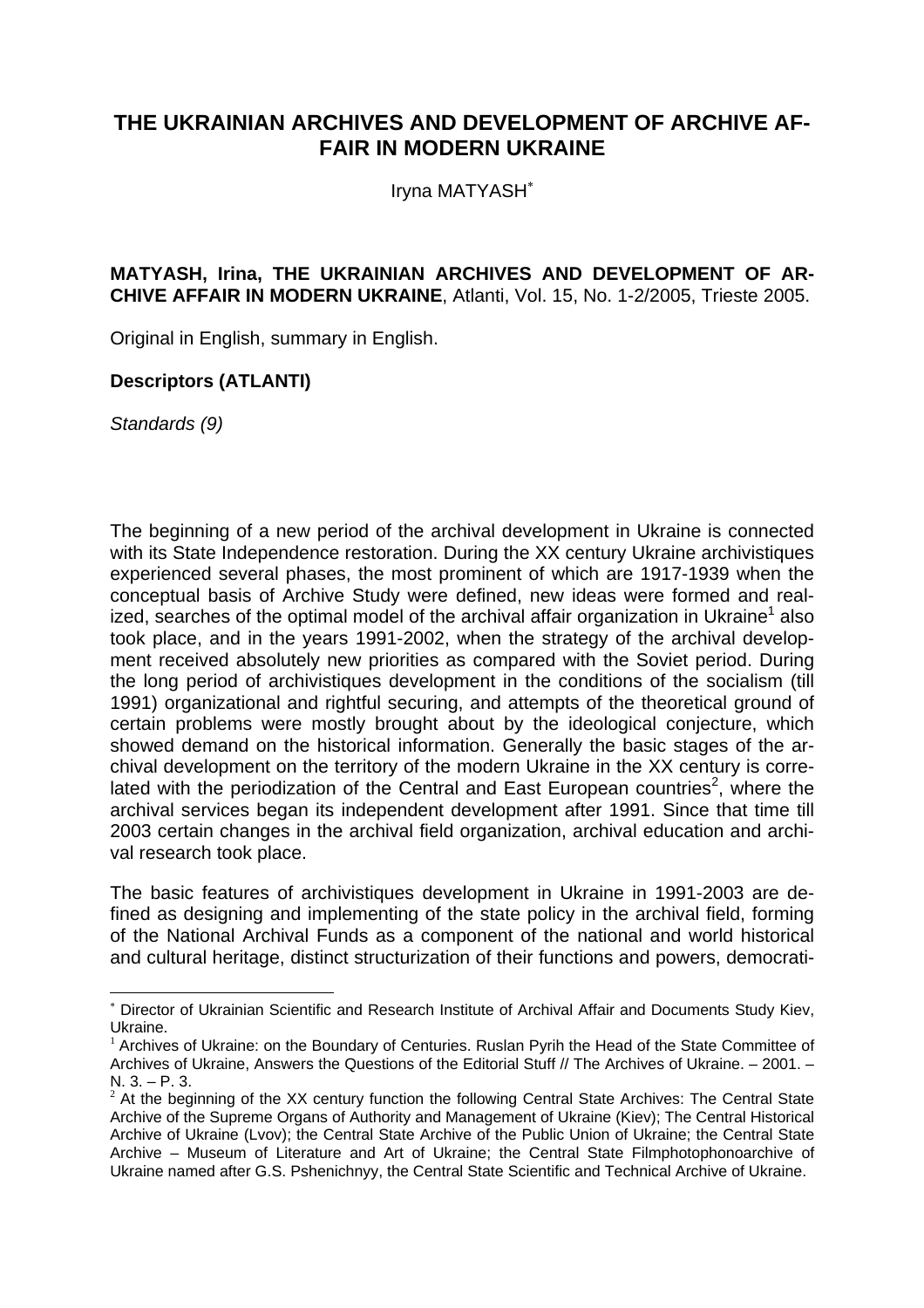# THE UKRAINIAN ARCHIVES AND DEVELOPMENT OF ARCHIVE AFFAIR IN MODERN UKRAINE

Iryna MATYASH*

**MATYASH, Irina, THE UKRAINIAN ARCHIVES AND DEVELOPMENT OF ARCHIVE AFFAIR IN MODERN UKRAINE**, Atlanti, Vol. 15, No. 1-2/2005, Trieste 2005.

Original in English, summary in English.

**Descriptors (ATLANTI)**

*Standards (9)*

The beginning of a new period of the archival development in Ukraine is connected with its State Independence restoration. During the XX century Ukraine archivistiques experienced several phases, the most prominent of which are 1917-1939 when the conceptual basis of Archive Study were defined, new ideas were formed and realized, searches of the optimal model of the archival affair organization in Ukraine[1] also took place, and in the years 1991-2002, when the strategy of the archival development received absolutely new priorities as compared with the Soviet period. During the long period of archivistiques development in the conditions of the socialism (till 1991) organizational and rightful securing, and attempts of the theoretical ground of certain problems were mostly brought about by the ideological conjecture, which showed demand on the historical information. Generally the basic stages of the archival development on the territory of the modern Ukraine in the XX century is correlated with the periodization of the Central and East European countries[2], where the archival services began its independent development after 1991. Since that time till 2003 certain changes in the archival field organization, archival education and archival research took place.

The basic features of archivistiques development in Ukraine in 1991-2003 are defined as designing and implementing of the state policy in the archival field, forming of the National Archival Funds as a component of the national and world historical and cultural heritage, distinct structurization of their functions and powers, democrati-

---

* Director of Ukrainian Scientific and Research Institute of Archival Affair and Documents Study Kiev, Ukraine.

[1] Archives of Ukraine: on the Boundary of Centuries. Ruslan Pyrih the Head of the State Committee of Archives of Ukraine, Answers the Questions of the Editorial Stuff // The Archives of Ukraine. – 2001. – N. 3. – P. 3.

[2] At the beginning of the XX century function the following Central State Archives: The Central State Archive of the Supreme Organs of Authority and Management of Ukraine (Kiev); The Central Historical Archive of Ukraine (Lvov); the Central State Archive of the Public Union of Ukraine; the Central State Archive – Museum of Literature and Art of Ukraine; the Central State Filmphotophonoarchive of Ukraine named after G.S. Pshenichnyy, the Central State Scientific and Technical Archive of Ukraine.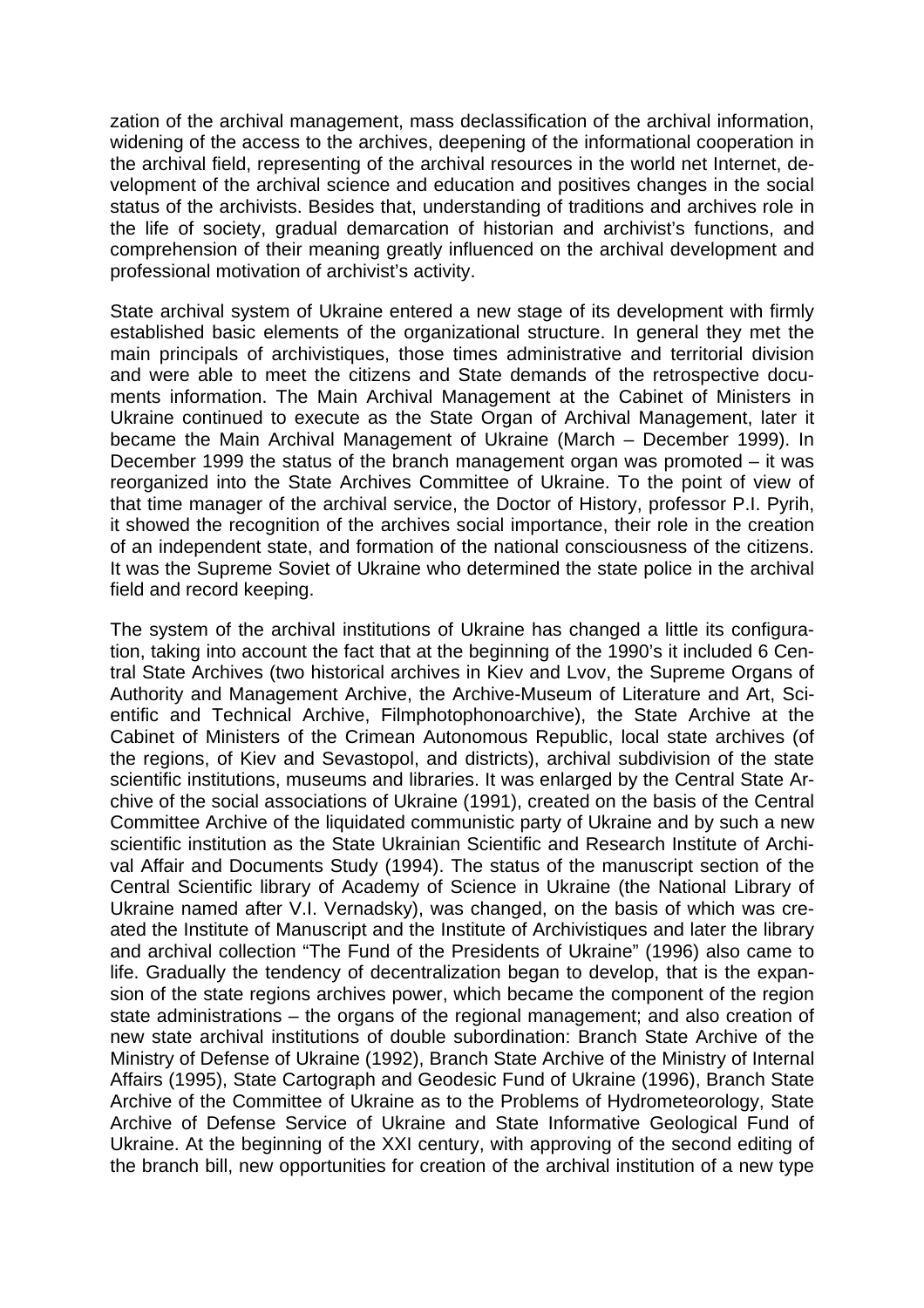zation of the archival management, mass declassification of the archival information, widening of the access to the archives, deepening of the informational cooperation in the archival field, representing of the archival resources in the world net Internet, development of the archival science and education and positives changes in the social status of the archivists. Besides that, understanding of traditions and archives role in the life of society, gradual demarcation of historian and archivist's functions, and comprehension of their meaning greatly influenced on the archival development and professional motivation of archivist's activity.

State archival system of Ukraine entered a new stage of its development with firmly established basic elements of the organizational structure. In general they met the main principals of archivistiques, those times administrative and territorial division and were able to meet the citizens and State demands of the retrospective documents information. The Main Archival Management at the Cabinet of Ministers in Ukraine continued to execute as the State Organ of Archival Management, later it became the Main Archival Management of Ukraine (March – December 1999). In December 1999 the status of the branch management organ was promoted – it was reorganized into the State Archives Committee of Ukraine. To the point of view of that time manager of the archival service, the Doctor of History, professor P.I. Pyrih, it showed the recognition of the archives social importance, their role in the creation of an independent state, and formation of the national consciousness of the citizens. It was the Supreme Soviet of Ukraine who determined the state police in the archival field and record keeping.

The system of the archival institutions of Ukraine has changed a little its configuration, taking into account the fact that at the beginning of the 1990's it included 6 Central State Archives (two historical archives in Kiev and Lvov, the Supreme Organs of Authority and Management Archive, the Archive-Museum of Literature and Art, Scientific and Technical Archive, Filmphotophonoarchive), the State Archive at the Cabinet of Ministers of the Crimean Autonomous Republic, local state archives (of the regions, of Kiev and Sevastopol, and districts), archival subdivision of the state scientific institutions, museums and libraries. It was enlarged by the Central State Archive of the social associations of Ukraine (1991), created on the basis of the Central Committee Archive of the liquidated communistic party of Ukraine and by such a new scientific institution as the State Ukrainian Scientific and Research Institute of Archival Affair and Documents Study (1994). The status of the manuscript section of the Central Scientific library of Academy of Science in Ukraine (the National Library of Ukraine named after V.I. Vernadsky), was changed, on the basis of which was created the Institute of Manuscript and the Institute of Archivistiques and later the library and archival collection "The Fund of the Presidents of Ukraine" (1996) also came to life. Gradually the tendency of decentralization began to develop, that is the expansion of the state regions archives power, which became the component of the region state administrations – the organs of the regional management; and also creation of new state archival institutions of double subordination: Branch State Archive of the Ministry of Defense of Ukraine (1992), Branch State Archive of the Ministry of Internal Affairs (1995), State Cartograph and Geodesic Fund of Ukraine (1996), Branch State Archive of the Committee of Ukraine as to the Problems of Hydrometeorology, State Archive of Defense Service of Ukraine and State Informative Geological Fund of Ukraine. At the beginning of the XXI century, with approving of the second editing of the branch bill, new opportunities for creation of the archival institution of a new type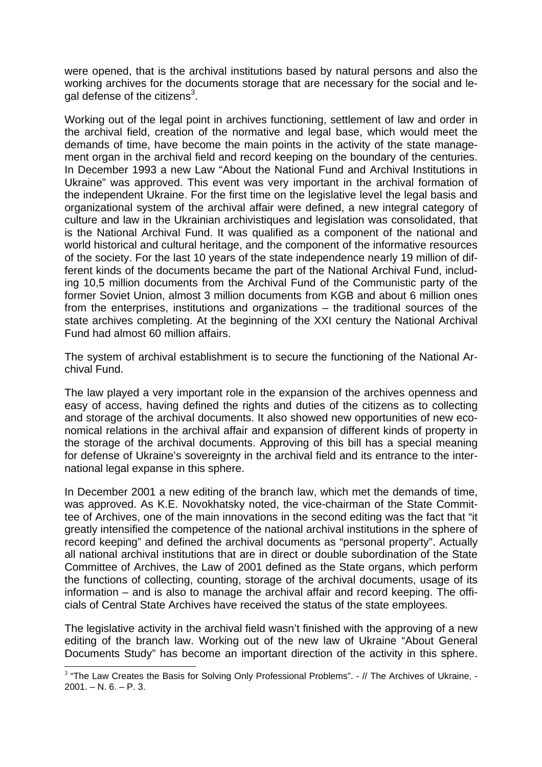were opened, that is the archival institutions based by natural persons and also the working archives for the documents storage that are necessary for the social and legal defense of the citizens[3].

Working out of the legal point in archives functioning, settlement of law and order in the archival field, creation of the normative and legal base, which would meet the demands of time, have become the main points in the activity of the state management organ in the archival field and record keeping on the boundary of the centuries. In December 1993 a new Law "About the National Fund and Archival Institutions in Ukraine" was approved. This event was very important in the archival formation of the independent Ukraine. For the first time on the legislative level the legal basis and organizational system of the archival affair were defined, a new integral category of culture and law in the Ukrainian archivistiques and legislation was consolidated, that is the National Archival Fund. It was qualified as a component of the national and world historical and cultural heritage, and the component of the informative resources of the society. For the last 10 years of the state independence nearly 19 million of different kinds of the documents became the part of the National Archival Fund, including 10,5 million documents from the Archival Fund of the Communistic party of the former Soviet Union, almost 3 million documents from KGB and about 6 million ones from the enterprises, institutions and organizations – the traditional sources of the state archives completing. At the beginning of the XXI century the National Archival Fund had almost 60 million affairs.

The system of archival establishment is to secure the functioning of the National Archival Fund.

The law played a very important role in the expansion of the archives openness and easy of access, having defined the rights and duties of the citizens as to collecting and storage of the archival documents. It also showed new opportunities of new economical relations in the archival affair and expansion of different kinds of property in the storage of the archival documents. Approving of this bill has a special meaning for defense of Ukraine's sovereignty in the archival field and its entrance to the international legal expanse in this sphere.

In December 2001 a new editing of the branch law, which met the demands of time, was approved. As K.E. Novokhatsky noted, the vice-chairman of the State Committee of Archives, one of the main innovations in the second editing was the fact that "it greatly intensified the competence of the national archival institutions in the sphere of record keeping" and defined the archival documents as "personal property". Actually all national archival institutions that are in direct or double subordination of the State Committee of Archives, the Law of 2001 defined as the State organs, which perform the functions of collecting, counting, storage of the archival documents, usage of its information – and is also to manage the archival affair and record keeping. The officials of Central State Archives have received the status of the state employees.

The legislative activity in the archival field wasn't finished with the approving of a new editing of the branch law. Working out of the new law of Ukraine "About General Documents Study" has become an important direction of the activity in this sphere.

[3] "The Law Creates the Basis for Solving Only Professional Problems". - // The Archives of Ukraine, - 2001. – N. 6. – P. 3.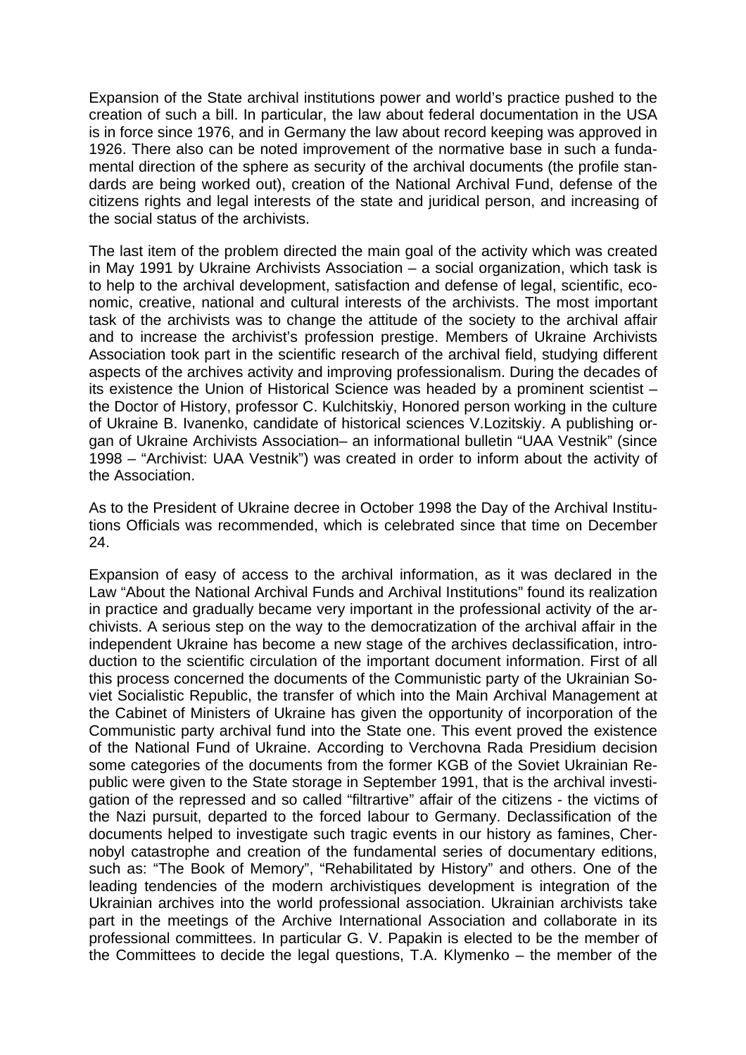Expansion of the State archival institutions power and world's practice pushed to the creation of such a bill. In particular, the law about federal documentation in the USA is in force since 1976, and in Germany the law about record keeping was approved in 1926. There also can be noted improvement of the normative base in such a fundamental direction of the sphere as security of the archival documents (the profile standards are being worked out), creation of the National Archival Fund, defense of the citizens rights and legal interests of the state and juridical person, and increasing of the social status of the archivists.

The last item of the problem directed the main goal of the activity which was created in May 1991 by Ukraine Archivists Association – a social organization, which task is to help to the archival development, satisfaction and defense of legal, scientific, economic, creative, national and cultural interests of the archivists. The most important task of the archivists was to change the attitude of the society to the archival affair and to increase the archivist's profession prestige. Members of Ukraine Archivists Association took part in the scientific research of the archival field, studying different aspects of the archives activity and improving professionalism. During the decades of its existence the Union of Historical Science was headed by a prominent scientist – the Doctor of History, professor C. Kulchitskiy, Honored person working in the culture of Ukraine B. Ivanenko, candidate of historical sciences V.Lozitskiy. A publishing organ of Ukraine Archivists Association– an informational bulletin "UAA Vestnik" (since 1998 – "Archivist: UAA Vestnik") was created in order to inform about the activity of the Association.

As to the President of Ukraine decree in October 1998 the Day of the Archival Institutions Officials was recommended, which is celebrated since that time on December 24.

Expansion of easy of access to the archival information, as it was declared in the Law "About the National Archival Funds and Archival Institutions" found its realization in practice and gradually became very important in the professional activity of the archivists. A serious step on the way to the democratization of the archival affair in the independent Ukraine has become a new stage of the archives declassification, introduction to the scientific circulation of the important document information. First of all this process concerned the documents of the Communistic party of the Ukrainian Soviet Socialistic Republic, the transfer of which into the Main Archival Management at the Cabinet of Ministers of Ukraine has given the opportunity of incorporation of the Communistic party archival fund into the State one. This event proved the existence of the National Fund of Ukraine. According to Verchovna Rada Presidium decision some categories of the documents from the former KGB of the Soviet Ukrainian Republic were given to the State storage in September 1991, that is the archival investigation of the repressed and so called "filtrartive" affair of the citizens - the victims of the Nazi pursuit, departed to the forced labour to Germany. Declassification of the documents helped to investigate such tragic events in our history as famines, Chernobyl catastrophe and creation of the fundamental series of documentary editions, such as: "The Book of Memory", "Rehabilitated by History" and others. One of the leading tendencies of the modern archivistiques development is integration of the Ukrainian archives into the world professional association. Ukrainian archivists take part in the meetings of the Archive International Association and collaborate in its professional committees. In particular G. V. Papakin is elected to be the member of the Committees to decide the legal questions, T.A. Klymenko – the member of the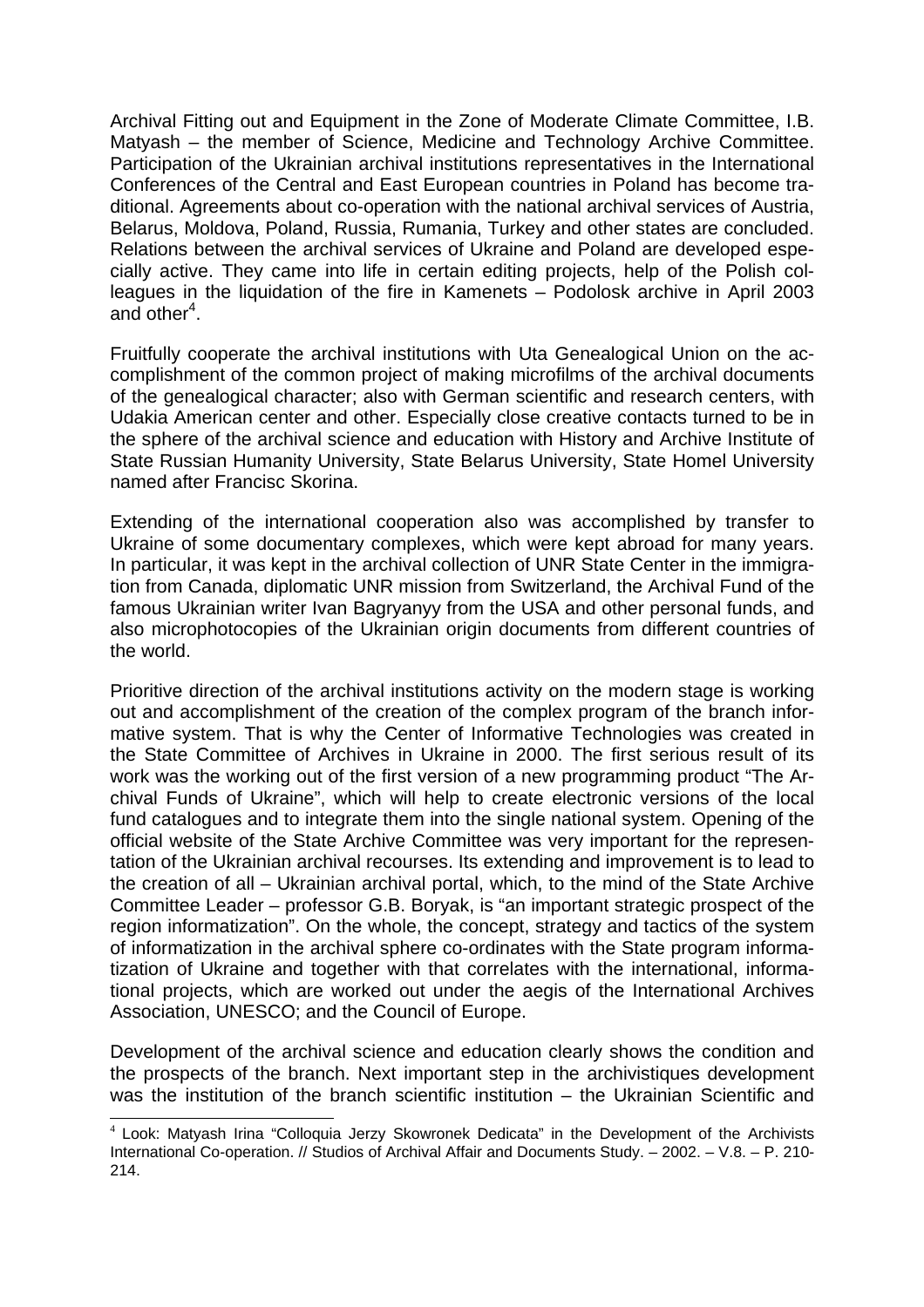Archival Fitting out and Equipment in the Zone of Moderate Climate Committee, I.B. Matyash – the member of Science, Medicine and Technology Archive Committee. Participation of the Ukrainian archival institutions representatives in the International Conferences of the Central and East European countries in Poland has become traditional. Agreements about co-operation with the national archival services of Austria, Belarus, Moldova, Poland, Russia, Rumania, Turkey and other states are concluded. Relations between the archival services of Ukraine and Poland are developed especially active. They came into life in certain editing projects, help of the Polish colleagues in the liquidation of the fire in Kamenets – Podolosk archive in April 2003 and other[4].

Fruitfully cooperate the archival institutions with Uta Genealogical Union on the accomplishment of the common project of making microfilms of the archival documents of the genealogical character; also with German scientific and research centers, with Udakia American center and other. Especially close creative contacts turned to be in the sphere of the archival science and education with History and Archive Institute of State Russian Humanity University, State Belarus University, State Homel University named after Francisc Skorina.

Extending of the international cooperation also was accomplished by transfer to Ukraine of some documentary complexes, which were kept abroad for many years. In particular, it was kept in the archival collection of UNR State Center in the immigration from Canada, diplomatic UNR mission from Switzerland, the Archival Fund of the famous Ukrainian writer Ivan Bagryanyy from the USA and other personal funds, and also microphotocopies of the Ukrainian origin documents from different countries of the world.

Prioritive direction of the archival institutions activity on the modern stage is working out and accomplishment of the creation of the complex program of the branch informative system. That is why the Center of Informative Technologies was created in the State Committee of Archives in Ukraine in 2000. The first serious result of its work was the working out of the first version of a new programming product "The Archival Funds of Ukraine", which will help to create electronic versions of the local fund catalogues and to integrate them into the single national system. Opening of the official website of the State Archive Committee was very important for the representation of the Ukrainian archival recourses. Its extending and improvement is to lead to the creation of all – Ukrainian archival portal, which, to the mind of the State Archive Committee Leader – professor G.B. Boryak, is "an important strategic prospect of the region informatization". On the whole, the concept, strategy and tactics of the system of informatization in the archival sphere co-ordinates with the State program informatization of Ukraine and together with that correlates with the international, informational projects, which are worked out under the aegis of the International Archives Association, UNESCO; and the Council of Europe.

Development of the archival science and education clearly shows the condition and the prospects of the branch. Next important step in the archivistiques development was the institution of the branch scientific institution – the Ukrainian Scientific and

[4] Look: Matyash Irina "Colloquia Jerzy Skowronek Dedicata" in the Development of the Archivists International Co-operation. // Studios of Archival Affair and Documents Study. – 2002. – V.8. – P. 210-214.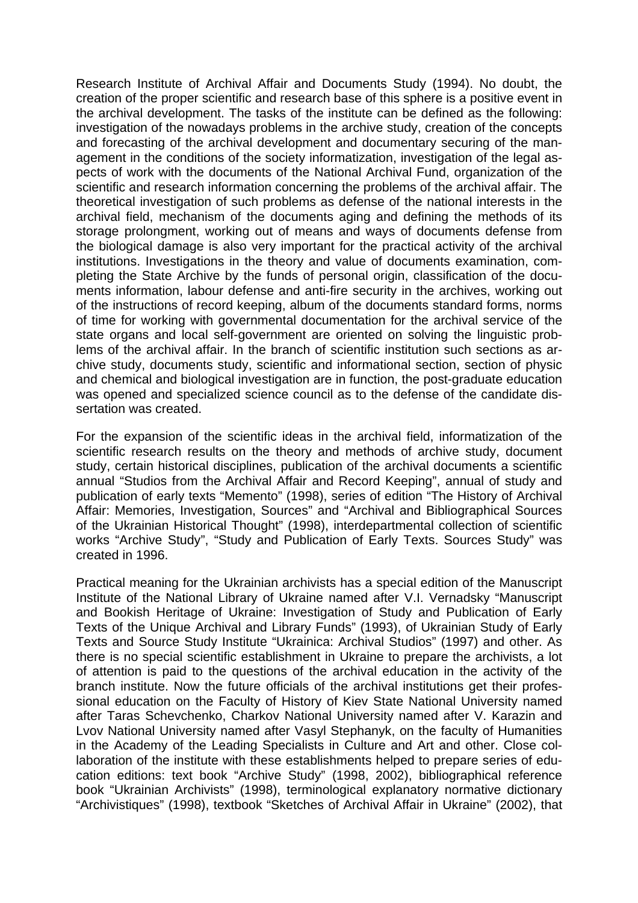Research Institute of Archival Affair and Documents Study (1994). No doubt, the creation of the proper scientific and research base of this sphere is a positive event in the archival development. The tasks of the institute can be defined as the following: investigation of the nowadays problems in the archive study, creation of the concepts and forecasting of the archival development and documentary securing of the management in the conditions of the society informatization, investigation of the legal aspects of work with the documents of the National Archival Fund, organization of the scientific and research information concerning the problems of the archival affair. The theoretical investigation of such problems as defense of the national interests in the archival field, mechanism of the documents aging and defining the methods of its storage prolongment, working out of means and ways of documents defense from the biological damage is also very important for the practical activity of the archival institutions. Investigations in the theory and value of documents examination, completing the State Archive by the funds of personal origin, classification of the documents information, labour defense and anti-fire security in the archives, working out of the instructions of record keeping, album of the documents standard forms, norms of time for working with governmental documentation for the archival service of the state organs and local self-government are oriented on solving the linguistic problems of the archival affair. In the branch of scientific institution such sections as archive study, documents study, scientific and informational section, section of physic and chemical and biological investigation are in function, the post-graduate education was opened and specialized science council as to the defense of the candidate dissertation was created.

For the expansion of the scientific ideas in the archival field, informatization of the scientific research results on the theory and methods of archive study, document study, certain historical disciplines, publication of the archival documents a scientific annual "Studios from the Archival Affair and Record Keeping", annual of study and publication of early texts "Memento" (1998), series of edition "The History of Archival Affair: Memories, Investigation, Sources" and "Archival and Bibliographical Sources of the Ukrainian Historical Thought" (1998), interdepartmental collection of scientific works "Archive Study", "Study and Publication of Early Texts. Sources Study" was created in 1996.

Practical meaning for the Ukrainian archivists has a special edition of the Manuscript Institute of the National Library of Ukraine named after V.I. Vernadsky "Manuscript and Bookish Heritage of Ukraine: Investigation of Study and Publication of Early Texts of the Unique Archival and Library Funds" (1993), of Ukrainian Study of Early Texts and Source Study Institute "Ukrainica: Archival Studios" (1997) and other. As there is no special scientific establishment in Ukraine to prepare the archivists, a lot of attention is paid to the questions of the archival education in the activity of the branch institute. Now the future officials of the archival institutions get their professional education on the Faculty of History of Kiev State National University named after Taras Schevchenko, Charkov National University named after V. Karazin and Lvov National University named after Vasyl Stephanyk, on the faculty of Humanities in the Academy of the Leading Specialists in Culture and Art and other. Close collaboration of the institute with these establishments helped to prepare series of education editions: text book "Archive Study" (1998, 2002), bibliographical reference book "Ukrainian Archivists" (1998), terminological explanatory normative dictionary "Archivistiques" (1998), textbook "Sketches of Archival Affair in Ukraine" (2002), that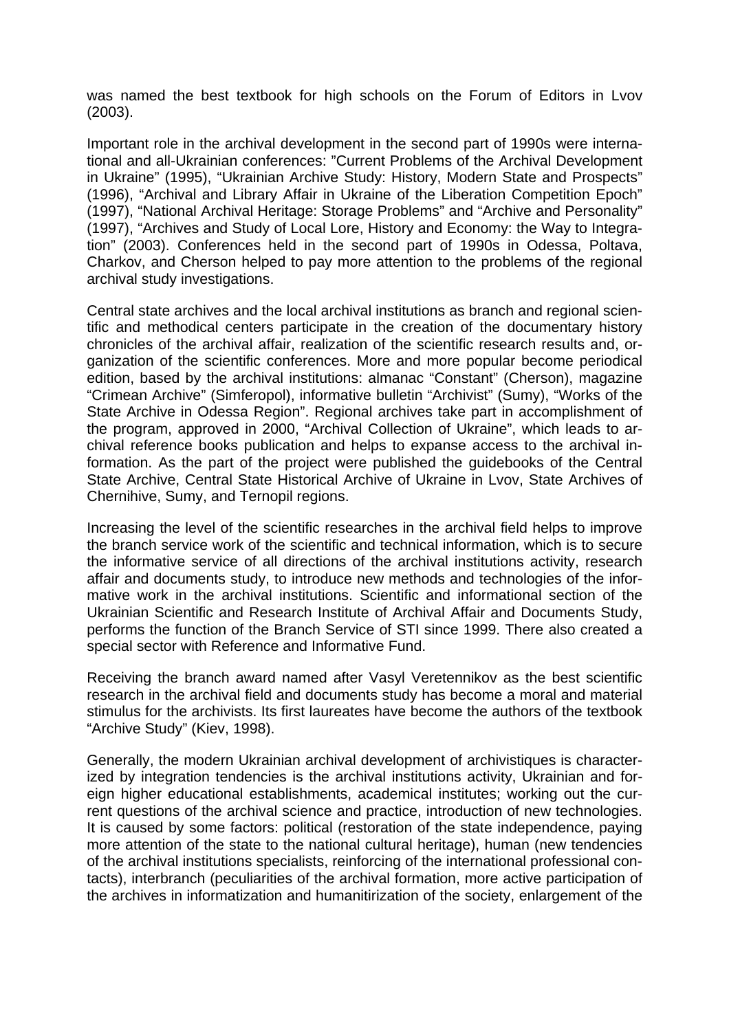was named the best textbook for high schools on the Forum of Editors in Lvov (2003).

Important role in the archival development in the second part of 1990s were international and all-Ukrainian conferences: "Current Problems of the Archival Development in Ukraine" (1995), "Ukrainian Archive Study: History, Modern State and Prospects" (1996), "Archival and Library Affair in Ukraine of the Liberation Competition Epoch" (1997), "National Archival Heritage: Storage Problems" and "Archive and Personality" (1997), "Archives and Study of Local Lore, History and Economy: the Way to Integration" (2003). Conferences held in the second part of 1990s in Odessa, Poltava, Charkov, and Cherson helped to pay more attention to the problems of the regional archival study investigations.

Central state archives and the local archival institutions as branch and regional scientific and methodical centers participate in the creation of the documentary history chronicles of the archival affair, realization of the scientific research results and, organization of the scientific conferences. More and more popular become periodical edition, based by the archival institutions: almanac "Constant" (Cherson), magazine "Crimean Archive" (Simferopol), informative bulletin "Archivist" (Sumy), "Works of the State Archive in Odessa Region". Regional archives take part in accomplishment of the program, approved in 2000, "Archival Collection of Ukraine", which leads to archival reference books publication and helps to expanse access to the archival information. As the part of the project were published the guidebooks of the Central State Archive, Central State Historical Archive of Ukraine in Lvov, State Archives of Chernihive, Sumy, and Ternopil regions.

Increasing the level of the scientific researches in the archival field helps to improve the branch service work of the scientific and technical information, which is to secure the informative service of all directions of the archival institutions activity, research affair and documents study, to introduce new methods and technologies of the informative work in the archival institutions. Scientific and informational section of the Ukrainian Scientific and Research Institute of Archival Affair and Documents Study, performs the function of the Branch Service of STI since 1999. There also created a special sector with Reference and Informative Fund.

Receiving the branch award named after Vasyl Veretennikov as the best scientific research in the archival field and documents study has become a moral and material stimulus for the archivists. Its first laureates have become the authors of the textbook "Archive Study" (Kiev, 1998).

Generally, the modern Ukrainian archival development of archivistiques is characterized by integration tendencies is the archival institutions activity, Ukrainian and foreign higher educational establishments, academical institutes; working out the current questions of the archival science and practice, introduction of new technologies. It is caused by some factors: political (restoration of the state independence, paying more attention of the state to the national cultural heritage), human (new tendencies of the archival institutions specialists, reinforcing of the international professional contacts), interbranch (peculiarities of the archival formation, more active participation of the archives in informatization and humanitirization of the society, enlargement of the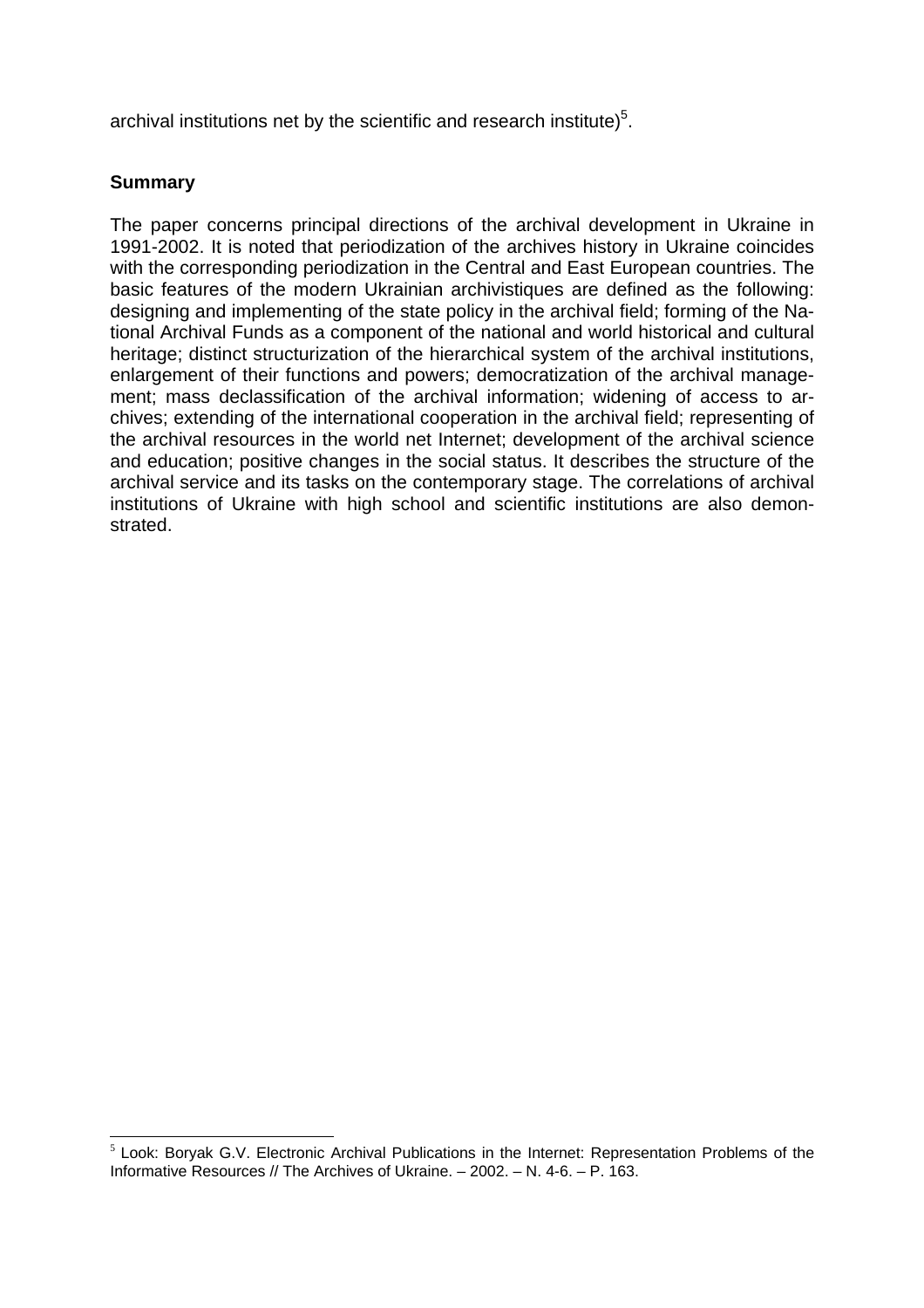archival institutions net by the scientific and research institute)[5].

**Summary**

The paper concerns principal directions of the archival development in Ukraine in 1991-2002. It is noted that periodization of the archives history in Ukraine coincides with the corresponding periodization in the Central and East European countries. The basic features of the modern Ukrainian archivistiques are defined as the following: designing and implementing of the state policy in the archival field; forming of the National Archival Funds as a component of the national and world historical and cultural heritage; distinct structurization of the hierarchical system of the archival institutions, enlargement of their functions and powers; democratization of the archival management; mass declassification of the archival information; widening of access to archives; extending of the international cooperation in the archival field; representing of the archival resources in the world net Internet; development of the archival science and education; positive changes in the social status. It describes the structure of the archival service and its tasks on the contemporary stage. The correlations of archival institutions of Ukraine with high school and scientific institutions are also demonstrated.

---

[5] Look: Boryak G.V. Electronic Archival Publications in the Internet: Representation Problems of the Informative Resources // The Archives of Ukraine. – 2002. – N. 4-6. – P. 163.